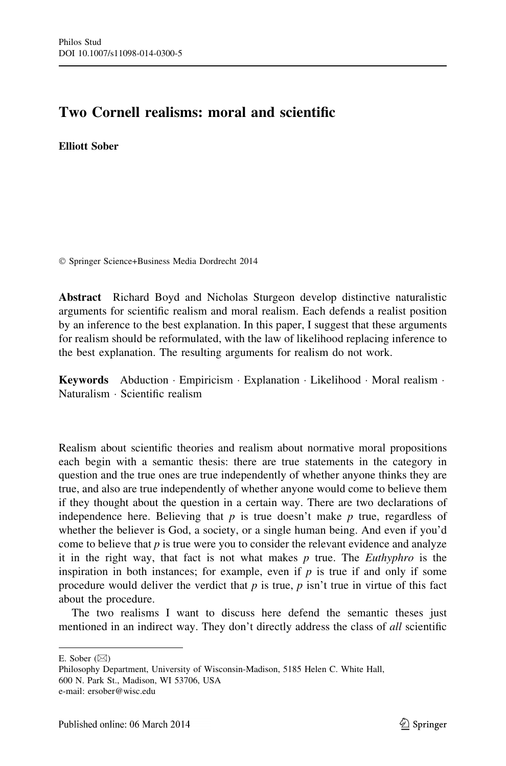# Two Cornell realisms: moral and scientific

**Elliott Sober**

© Springer Science+Business Media Dordrecht 2014

**Abstract** Richard Boyd and Nicholas Sturgeon develop distinctive naturalistic arguments for scientific realism and moral realism. Each defends a realist position by an inference to the best explanation. In this paper, I suggest that these arguments for realism should be reformulated, with the law of likelihood replacing inference to the best explanation. The resulting arguments for realism do not work.

**Keywords** Abduction · Empiricism · Explanation · Likelihood · Moral realism · Naturalism · Scientific realism

Realism about scientific theories and realism about normative moral propositions each begin with a semantic thesis: there are true statements in the category in question and the true ones are true independently of whether anyone thinks they are true, and also are true independently of whether anyone would come to believe them if they thought about the question in a certain way. There are two declarations of independence here. Believing that *p* is true doesn't make *p* true, regardless of whether the believer is God, a society, or a single human being. And even if you'd come to believe that *p* is true were you to consider the relevant evidence and analyze it in the right way, that fact is not what makes *p* true. The *Euthyphro* is the inspiration in both instances; for example, even if *p* is true if and only if some procedure would deliver the verdict that *p* is true, *p* isn't true in virtue of this fact about the procedure.

The two realisms I want to discuss here defend the semantic theses just mentioned in an indirect way. They don't directly address the class of *all* scientific

---

E. Sober (✉)
Philosophy Department, University of Wisconsin-Madison, 5185 Helen C. White Hall,
600 N. Park St., Madison, WI 53706, USA
e-mail: ersober@wisc.edu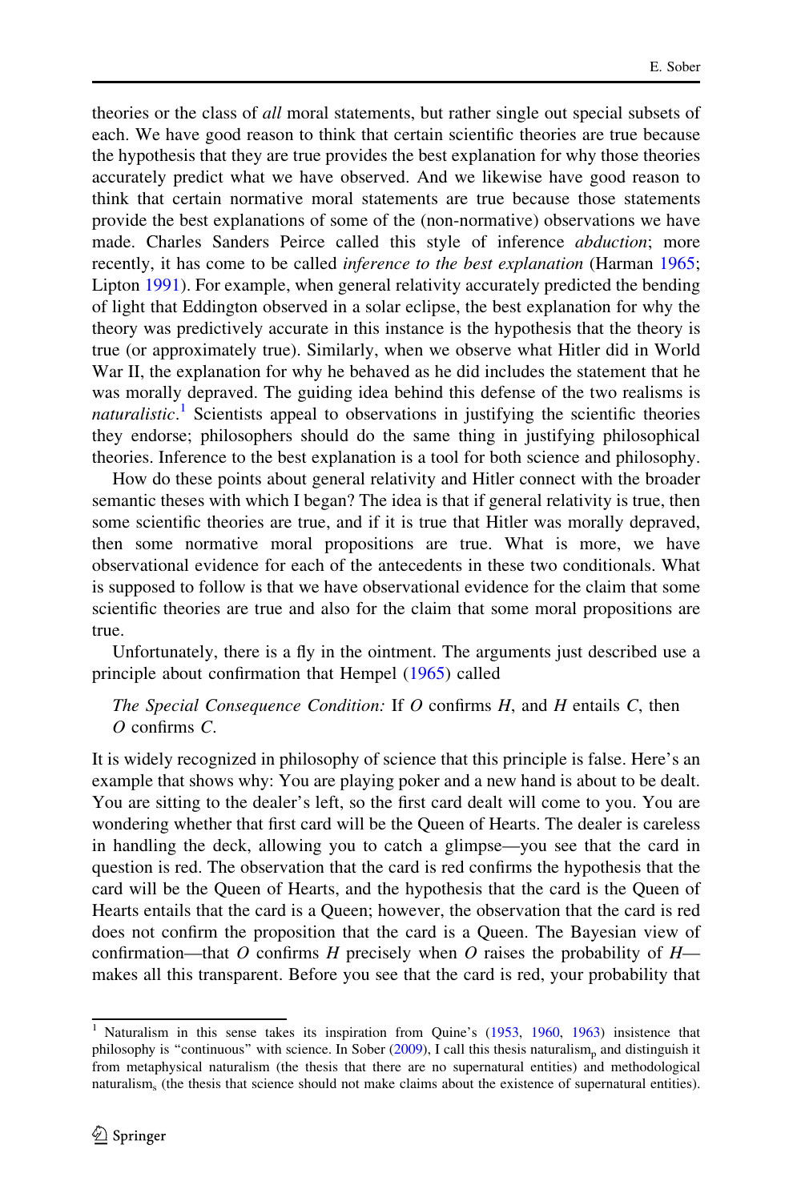theories or the class of *all* moral statements, but rather single out special subsets of each. We have good reason to think that certain scientific theories are true because the hypothesis that they are true provides the best explanation for why those theories accurately predict what we have observed. And we likewise have good reason to think that certain normative moral statements are true because those statements provide the best explanations of some of the (non-normative) observations we have made. Charles Sanders Peirce called this style of inference *abduction*; more recently, it has come to be called *inference to the best explanation* (Harman 1965; Lipton 1991). For example, when general relativity accurately predicted the bending of light that Eddington observed in a solar eclipse, the best explanation for why the theory was predictively accurate in this instance is the hypothesis that the theory is true (or approximately true). Similarly, when we observe what Hitler did in World War II, the explanation for why he behaved as he did includes the statement that he was morally depraved. The guiding idea behind this defense of the two realisms is *naturalistic*.[1] Scientists appeal to observations in justifying the scientific theories they endorse; philosophers should do the same thing in justifying philosophical theories. Inference to the best explanation is a tool for both science and philosophy.

How do these points about general relativity and Hitler connect with the broader semantic theses with which I began? The idea is that if general relativity is true, then some scientific theories are true, and if it is true that Hitler was morally depraved, then some normative moral propositions are true. What is more, we have observational evidence for each of the antecedents in these two conditionals. What is supposed to follow is that we have observational evidence for the claim that some scientific theories are true and also for the claim that some moral propositions are true.

Unfortunately, there is a fly in the ointment. The arguments just described use a principle about confirmation that Hempel (1965) called

> *The Special Consequence Condition:* If *O* confirms *H*, and *H* entails *C*, then *O* confirms *C*.

It is widely recognized in philosophy of science that this principle is false. Here's an example that shows why: You are playing poker and a new hand is about to be dealt. You are sitting to the dealer's left, so the first card dealt will come to you. You are wondering whether that first card will be the Queen of Hearts. The dealer is careless in handling the deck, allowing you to catch a glimpse—you see that the card in question is red. The observation that the card is red confirms the hypothesis that the card will be the Queen of Hearts, and the hypothesis that the card is the Queen of Hearts entails that the card is a Queen; however, the observation that the card is red does not confirm the proposition that the card is a Queen. The Bayesian view of confirmation—that *O* confirms *H* precisely when *O* raises the probability of *H*—makes all this transparent. Before you see that the card is red, your probability that

[1] Naturalism in this sense takes its inspiration from Quine's (1953, 1960, 1963) insistence that philosophy is "continuous" with science. In Sober (2009), I call this thesis naturalism$_p$ and distinguish it from metaphysical naturalism (the thesis that there are no supernatural entities) and methodological naturalism$_s$ (the thesis that science should not make claims about the existence of supernatural entities).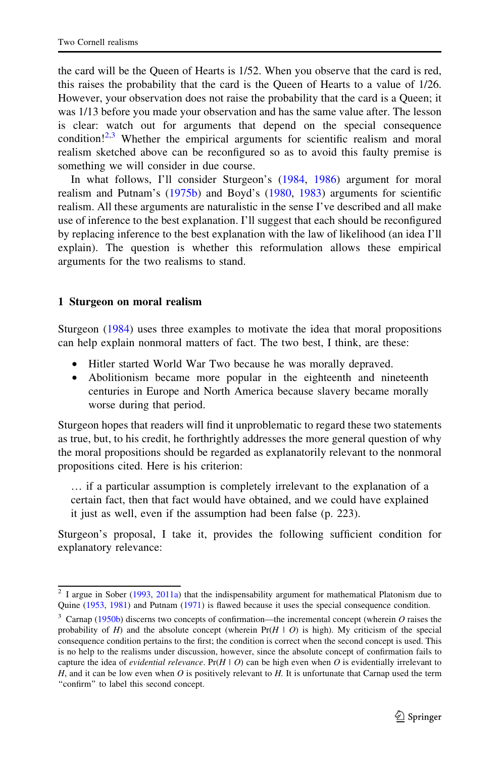the card will be the Queen of Hearts is 1/52. When you observe that the card is red, this raises the probability that the card is the Queen of Hearts to a value of 1/26. However, your observation does not raise the probability that the card is a Queen; it was 1/13 before you made your observation and has the same value after. The lesson is clear: watch out for arguments that depend on the special consequence condition![2,3] Whether the empirical arguments for scientific realism and moral realism sketched above can be reconfigured so as to avoid this faulty premise is something we will consider in due course.

In what follows, I'll consider Sturgeon's (1984, 1986) argument for moral realism and Putnam's (1975b) and Boyd's (1980, 1983) arguments for scientific realism. All these arguments are naturalistic in the sense I've described and all make use of inference to the best explanation. I'll suggest that each should be reconfigured by replacing inference to the best explanation with the law of likelihood (an idea I'll explain). The question is whether this reformulation allows these empirical arguments for the two realisms to stand.

## 1 Sturgeon on moral realism

Sturgeon (1984) uses three examples to motivate the idea that moral propositions can help explain nonmoral matters of fact. The two best, I think, are these:

- Hitler started World War Two because he was morally depraved.
- Abolitionism became more popular in the eighteenth and nineteenth centuries in Europe and North America because slavery became morally worse during that period.

Sturgeon hopes that readers will find it unproblematic to regard these two statements as true, but, to his credit, he forthrightly addresses the more general question of why the moral propositions should be regarded as explanatorily relevant to the nonmoral propositions cited. Here is his criterion:

> … if a particular assumption is completely irrelevant to the explanation of a certain fact, then that fact would have obtained, and we could have explained it just as well, even if the assumption had been false (p. 223).

Sturgeon's proposal, I take it, provides the following sufficient condition for explanatory relevance:

---

[2] I argue in Sober (1993, 2011a) that the indispensability argument for mathematical Platonism due to Quine (1953, 1981) and Putnam (1971) is flawed because it uses the special consequence condition.

[3] Carnap (1950b) discerns two concepts of confirmation—the incremental concept (wherein $O$ raises the probability of $H$) and the absolute concept (wherein $\Pr(H \mid O)$ is high). My criticism of the special consequence condition pertains to the first; the condition is correct when the second concept is used. This is no help to the realisms under discussion, however, since the absolute concept of confirmation fails to capture the idea of *evidential relevance*. $\Pr(H \mid O)$ can be high even when $O$ is evidentially irrelevant to $H$, and it can be low even when $O$ is positively relevant to $H$. It is unfortunate that Carnap used the term "confirm" to label this second concept.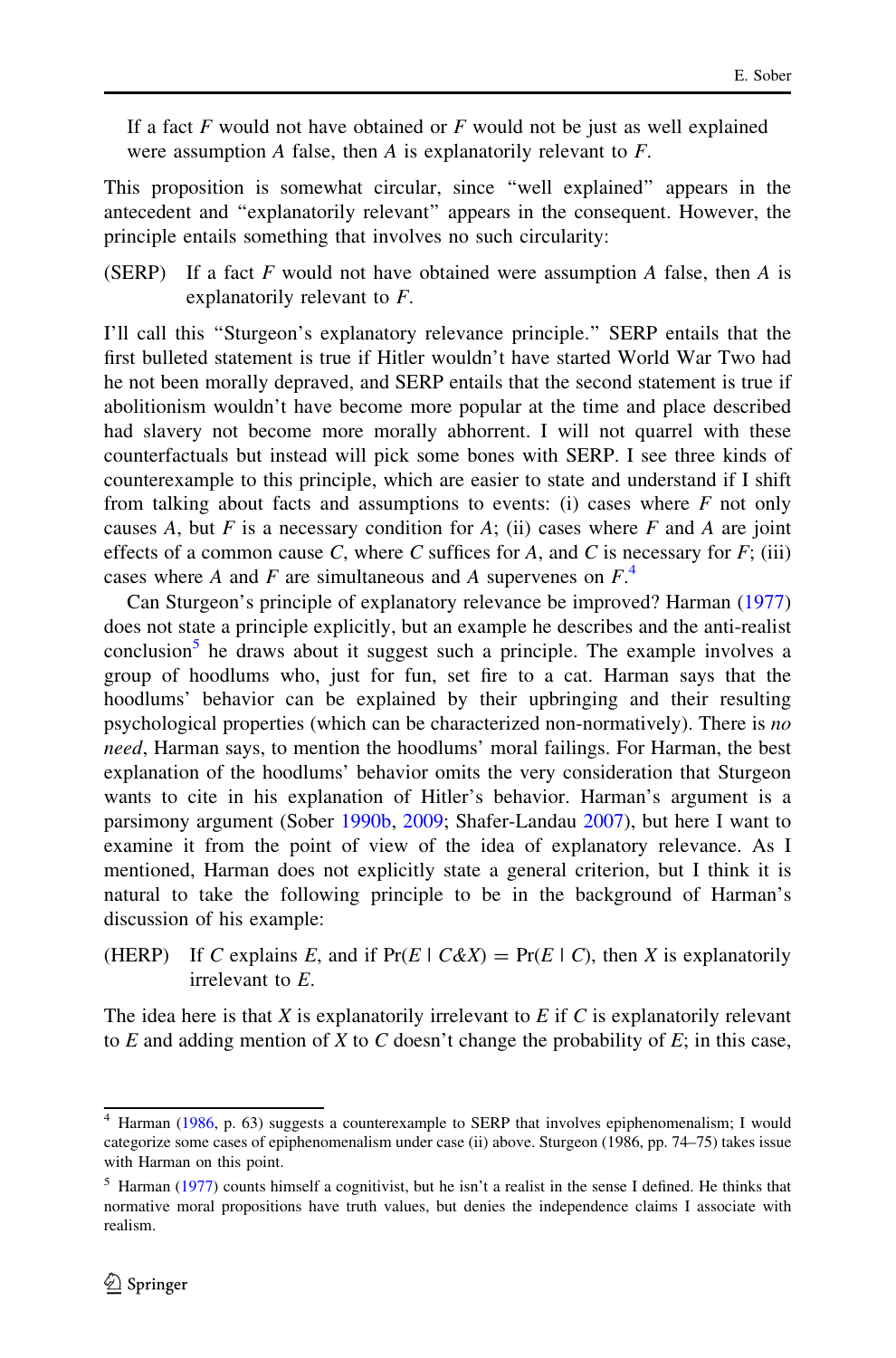If a fact *F* would not have obtained or *F* would not be just as well explained were assumption *A* false, then *A* is explanatorily relevant to *F*.

This proposition is somewhat circular, since "well explained" appears in the antecedent and "explanatorily relevant" appears in the consequent. However, the principle entails something that involves no such circularity:

(SERP) If a fact *F* would not have obtained were assumption *A* false, then *A* is explanatorily relevant to *F*.

I'll call this "Sturgeon's explanatory relevance principle." SERP entails that the first bulleted statement is true if Hitler wouldn't have started World War Two had he not been morally depraved, and SERP entails that the second statement is true if abolitionism wouldn't have become more popular at the time and place described had slavery not become more morally abhorrent. I will not quarrel with these counterfactuals but instead will pick some bones with SERP. I see three kinds of counterexample to this principle, which are easier to state and understand if I shift from talking about facts and assumptions to events: (i) cases where *F* not only causes *A*, but *F* is a necessary condition for *A*; (ii) cases where *F* and *A* are joint effects of a common cause *C*, where *C* suffices for *A*, and *C* is necessary for *F*; (iii) cases where *A* and *F* are simultaneous and *A* supervenes on *F*.[4]

Can Sturgeon's principle of explanatory relevance be improved? Harman (1977) does not state a principle explicitly, but an example he describes and the anti-realist conclusion[5] he draws about it suggest such a principle. The example involves a group of hoodlums who, just for fun, set fire to a cat. Harman says that the hoodlums' behavior can be explained by their upbringing and their resulting psychological properties (which can be characterized non-normatively). There is *no need*, Harman says, to mention the hoodlums' moral failings. For Harman, the best explanation of the hoodlums' behavior omits the very consideration that Sturgeon wants to cite in his explanation of Hitler's behavior. Harman's argument is a parsimony argument (Sober 1990b, 2009; Shafer-Landau 2007), but here I want to examine it from the point of view of the idea of explanatory relevance. As I mentioned, Harman does not explicitly state a general criterion, but I think it is natural to take the following principle to be in the background of Harman's discussion of his example:

(HERP) If *C* explains *E*, and if $\Pr(E \mid C\&X) = \Pr(E \mid C)$, then *X* is explanatorily irrelevant to *E*.

The idea here is that *X* is explanatorily irrelevant to *E* if *C* is explanatorily relevant to *E* and adding mention of *X* to *C* doesn't change the probability of *E*; in this case,

---

[4] Harman (1986, p. 63) suggests a counterexample to SERP that involves epiphenomenalism; I would categorize some cases of epiphenomenalism under case (ii) above. Sturgeon (1986, pp. 74–75) takes issue with Harman on this point.

[5] Harman (1977) counts himself a cognitivist, but he isn't a realist in the sense I defined. He thinks that normative moral propositions have truth values, but denies the independence claims I associate with realism.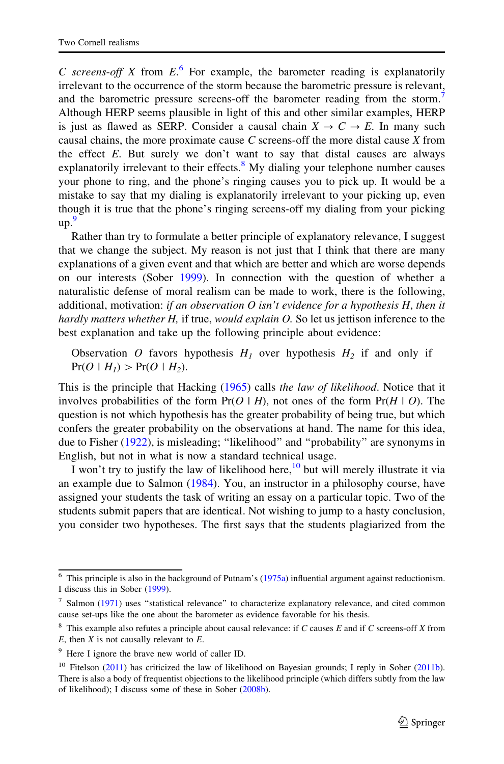*C screens-off X* from *E*.[6] For example, the barometer reading is explanatorily irrelevant to the occurrence of the storm because the barometric pressure is relevant, and the barometric pressure screens-off the barometer reading from the storm.[7] Although HERP seems plausible in light of this and other similar examples, HERP is just as flawed as SERP. Consider a causal chain $X \rightarrow C \rightarrow E$. In many such causal chains, the more proximate cause *C* screens-off the more distal cause *X* from the effect *E*. But surely we don't want to say that distal causes are always explanatorily irrelevant to their effects.[8] My dialing your telephone number causes your phone to ring, and the phone's ringing causes you to pick up. It would be a mistake to say that my dialing is explanatorily irrelevant to your picking up, even though it is true that the phone's ringing screens-off my dialing from your picking up.[9]

Rather than try to formulate a better principle of explanatory relevance, I suggest that we change the subject. My reason is not just that I think that there are many explanations of a given event and that which are better and which are worse depends on our interests (Sober 1999). In connection with the question of whether a naturalistic defense of moral realism can be made to work, there is the following, additional, motivation: *if an observation O isn't evidence for a hypothesis H, then it hardly matters whether H,* if true, *would explain O.* So let us jettison inference to the best explanation and take up the following principle about evidence:

> Observation *O* favors hypothesis $H_1$ over hypothesis $H_2$ if and only if $\Pr(O \mid H_1) > \Pr(O \mid H_2)$.

This is the principle that Hacking (1965) calls *the law of likelihood*. Notice that it involves probabilities of the form $\Pr(O \mid H)$, not ones of the form $\Pr(H \mid O)$. The question is not which hypothesis has the greater probability of being true, but which confers the greater probability on the observations at hand. The name for this idea, due to Fisher (1922), is misleading; "likelihood" and "probability" are synonyms in English, but not in what is now a standard technical usage.

I won't try to justify the law of likelihood here,[10] but will merely illustrate it via an example due to Salmon (1984). You, an instructor in a philosophy course, have assigned your students the task of writing an essay on a particular topic. Two of the students submit papers that are identical. Not wishing to jump to a hasty conclusion, you consider two hypotheses. The first says that the students plagiarized from the

---

[6] This principle is also in the background of Putnam's (1975a) influential argument against reductionism. I discuss this in Sober (1999).

[7] Salmon (1971) uses "statistical relevance" to characterize explanatory relevance, and cited common cause set-ups like the one about the barometer as evidence favorable for his thesis.

[8] This example also refutes a principle about causal relevance: if *C* causes *E* and if *C* screens-off *X* from *E*, then *X* is not causally relevant to *E*.

[9] Here I ignore the brave new world of caller ID.

[10] Fitelson (2011) has criticized the law of likelihood on Bayesian grounds; I reply in Sober (2011b). There is also a body of frequentist objections to the likelihood principle (which differs subtly from the law of likelihood); I discuss some of these in Sober (2008b).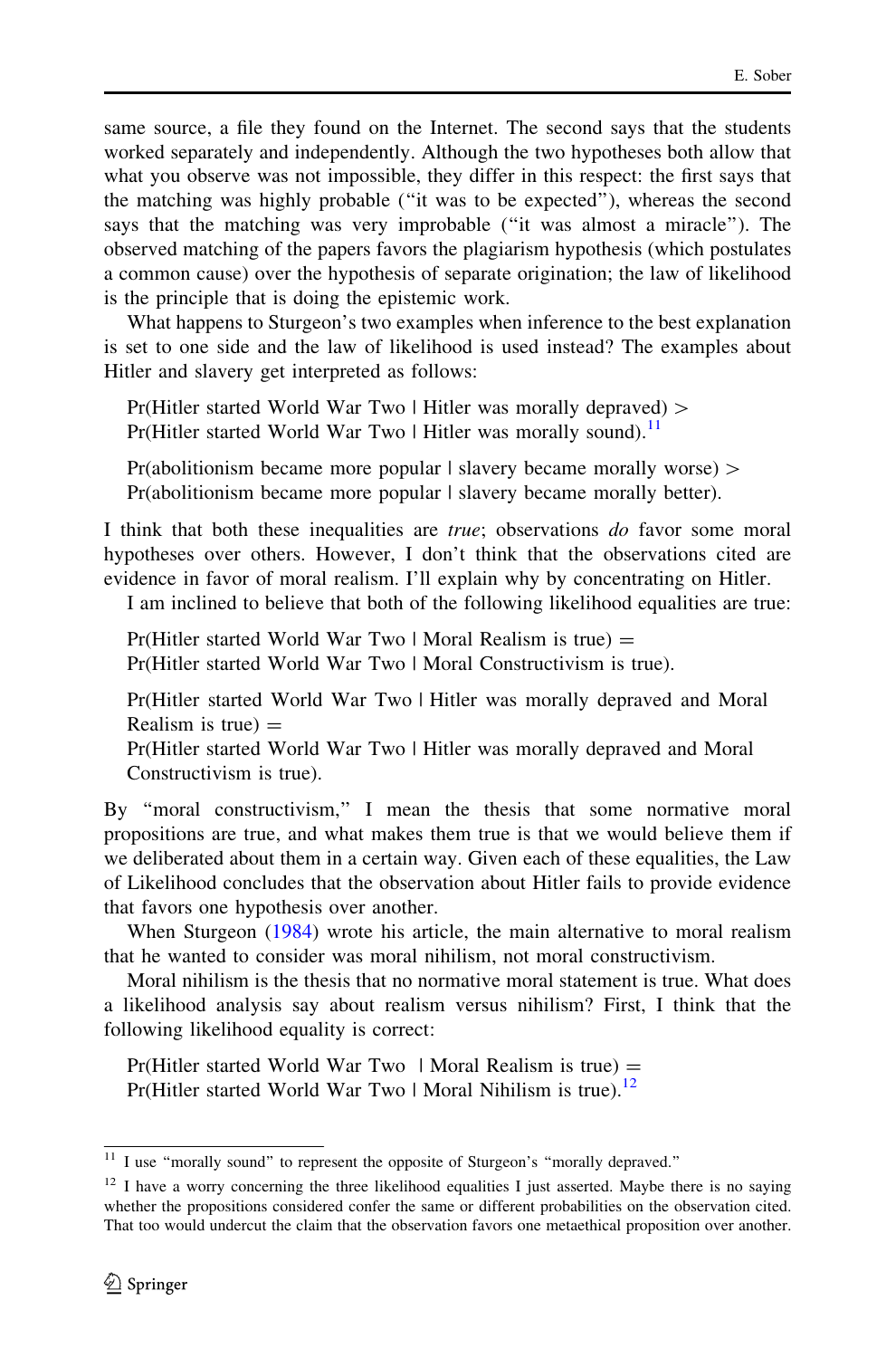same source, a file they found on the Internet. The second says that the students worked separately and independently. Although the two hypotheses both allow that what you observe was not impossible, they differ in this respect: the first says that the matching was highly probable ("it was to be expected"), whereas the second says that the matching was very improbable ("it was almost a miracle"). The observed matching of the papers favors the plagiarism hypothesis (which postulates a common cause) over the hypothesis of separate origination; the law of likelihood is the principle that is doing the epistemic work.

What happens to Sturgeon's two examples when inference to the best explanation is set to one side and the law of likelihood is used instead? The examples about Hitler and slavery get interpreted as follows:

> Pr(Hitler started World War Two | Hitler was morally depraved) >
> Pr(Hitler started World War Two | Hitler was morally sound).[11]

> Pr(abolitionism became more popular | slavery became morally worse) >
> Pr(abolitionism became more popular | slavery became morally better).

I think that both these inequalities are *true*; observations *do* favor some moral hypotheses over others. However, I don't think that the observations cited are evidence in favor of moral realism. I'll explain why by concentrating on Hitler.

I am inclined to believe that both of the following likelihood equalities are true:

> Pr(Hitler started World War Two | Moral Realism is true) =
> Pr(Hitler started World War Two | Moral Constructivism is true).

> Pr(Hitler started World War Two | Hitler was morally depraved and Moral Realism is true) =
> Pr(Hitler started World War Two | Hitler was morally depraved and Moral Constructivism is true).

By "moral constructivism," I mean the thesis that some normative moral propositions are true, and what makes them true is that we would believe them if we deliberated about them in a certain way. Given each of these equalities, the Law of Likelihood concludes that the observation about Hitler fails to provide evidence that favors one hypothesis over another.

When Sturgeon (1984) wrote his article, the main alternative to moral realism that he wanted to consider was moral nihilism, not moral constructivism.

Moral nihilism is the thesis that no normative moral statement is true. What does a likelihood analysis say about realism versus nihilism? First, I think that the following likelihood equality is correct:

> Pr(Hitler started World War Two | Moral Realism is true) =
> Pr(Hitler started World War Two | Moral Nihilism is true).[12]

---

[11] I use "morally sound" to represent the opposite of Sturgeon's "morally depraved."

[12] I have a worry concerning the three likelihood equalities I just asserted. Maybe there is no saying whether the propositions considered confer the same or different probabilities on the observation cited. That too would undercut the claim that the observation favors one metaethical proposition over another.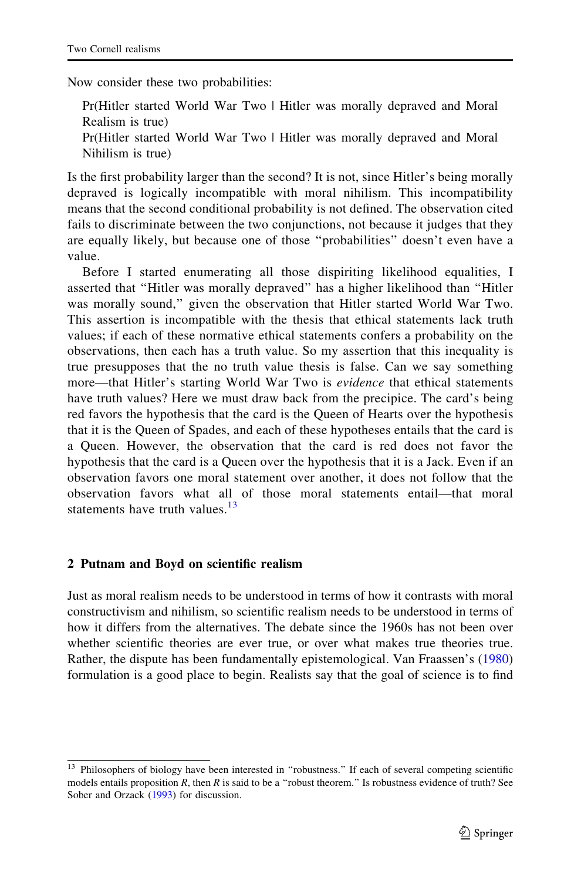Now consider these two probabilities:

> Pr(Hitler started World War Two | Hitler was morally depraved and Moral Realism is true)
>
> Pr(Hitler started World War Two | Hitler was morally depraved and Moral Nihilism is true)

Is the first probability larger than the second? It is not, since Hitler's being morally depraved is logically incompatible with moral nihilism. This incompatibility means that the second conditional probability is not defined. The observation cited fails to discriminate between the two conjunctions, not because it judges that they are equally likely, but because one of those "probabilities" doesn't even have a value.

Before I started enumerating all those dispiriting likelihood equalities, I asserted that "Hitler was morally depraved" has a higher likelihood than "Hitler was morally sound," given the observation that Hitler started World War Two. This assertion is incompatible with the thesis that ethical statements lack truth values; if each of these normative ethical statements confers a probability on the observations, then each has a truth value. So my assertion that this inequality is true presupposes that the no truth value thesis is false. Can we say something more—that Hitler's starting World War Two is *evidence* that ethical statements have truth values? Here we must draw back from the precipice. The card's being red favors the hypothesis that the card is the Queen of Hearts over the hypothesis that it is the Queen of Spades, and each of these hypotheses entails that the card is a Queen. However, the observation that the card is red does not favor the hypothesis that the card is a Queen over the hypothesis that it is a Jack. Even if an observation favors one moral statement over another, it does not follow that the observation favors what all of those moral statements entail—that moral statements have truth values.[13]

## 2 Putnam and Boyd on scientific realism

Just as moral realism needs to be understood in terms of how it contrasts with moral constructivism and nihilism, so scientific realism needs to be understood in terms of how it differs from the alternatives. The debate since the 1960s has not been over whether scientific theories are ever true, or over what makes true theories true. Rather, the dispute has been fundamentally epistemological. Van Fraassen's (1980) formulation is a good place to begin. Realists say that the goal of science is to find

---

[13] Philosophers of biology have been interested in "robustness." If each of several competing scientific models entails proposition $R$, then $R$ is said to be a "robust theorem." Is robustness evidence of truth? See Sober and Orzack (1993) for discussion.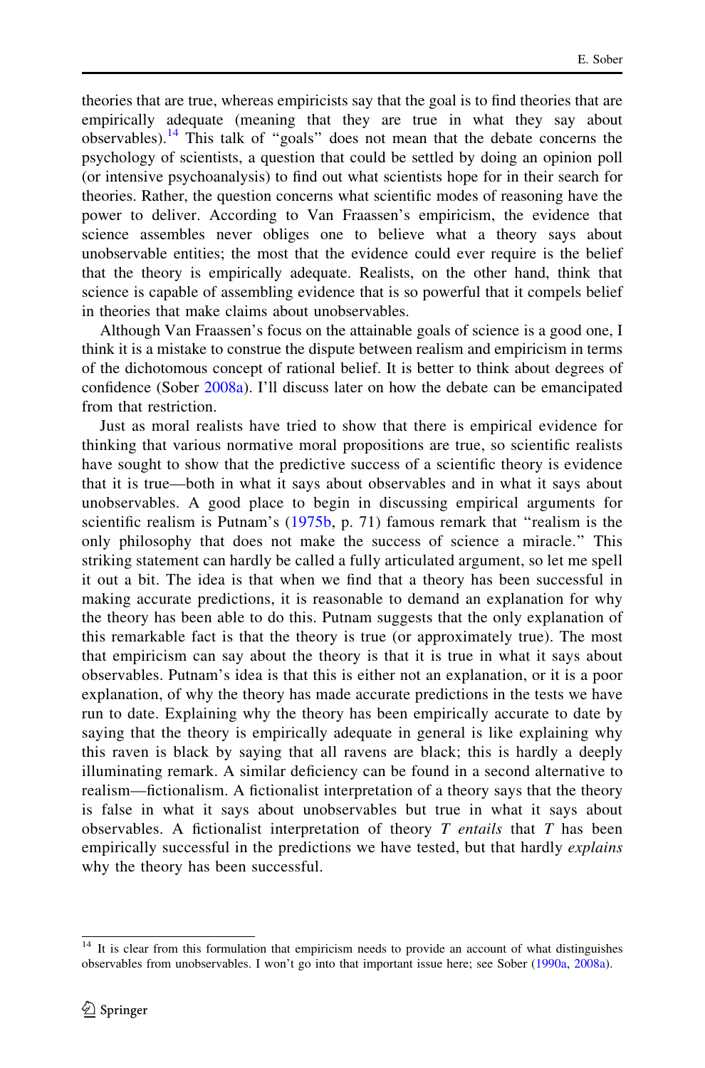theories that are true, whereas empiricists say that the goal is to find theories that are empirically adequate (meaning that they are true in what they say about observables).[14] This talk of "goals" does not mean that the debate concerns the psychology of scientists, a question that could be settled by doing an opinion poll (or intensive psychoanalysis) to find out what scientists hope for in their search for theories. Rather, the question concerns what scientific modes of reasoning have the power to deliver. According to Van Fraassen's empiricism, the evidence that science assembles never obliges one to believe what a theory says about unobservable entities; the most that the evidence could ever require is the belief that the theory is empirically adequate. Realists, on the other hand, think that science is capable of assembling evidence that is so powerful that it compels belief in theories that make claims about unobservables.

Although Van Fraassen's focus on the attainable goals of science is a good one, I think it is a mistake to construe the dispute between realism and empiricism in terms of the dichotomous concept of rational belief. It is better to think about degrees of confidence (Sober 2008a). I'll discuss later on how the debate can be emancipated from that restriction.

Just as moral realists have tried to show that there is empirical evidence for thinking that various normative moral propositions are true, so scientific realists have sought to show that the predictive success of a scientific theory is evidence that it is true—both in what it says about observables and in what it says about unobservables. A good place to begin in discussing empirical arguments for scientific realism is Putnam's (1975b, p. 71) famous remark that "realism is the only philosophy that does not make the success of science a miracle." This striking statement can hardly be called a fully articulated argument, so let me spell it out a bit. The idea is that when we find that a theory has been successful in making accurate predictions, it is reasonable to demand an explanation for why the theory has been able to do this. Putnam suggests that the only explanation of this remarkable fact is that the theory is true (or approximately true). The most that empiricism can say about the theory is that it is true in what it says about observables. Putnam's idea is that this is either not an explanation, or it is a poor explanation, of why the theory has made accurate predictions in the tests we have run to date. Explaining why the theory has been empirically accurate to date by saying that the theory is empirically adequate in general is like explaining why this raven is black by saying that all ravens are black; this is hardly a deeply illuminating remark. A similar deficiency can be found in a second alternative to realism—fictionalism. A fictionalist interpretation of a theory says that the theory is false in what it says about unobservables but true in what it says about observables. A fictionalist interpretation of theory $T$ *entails* that $T$ has been empirically successful in the predictions we have tested, but that hardly *explains* why the theory has been successful.

[14] It is clear from this formulation that empiricism needs to provide an account of what distinguishes observables from unobservables. I won't go into that important issue here; see Sober (1990a, 2008a).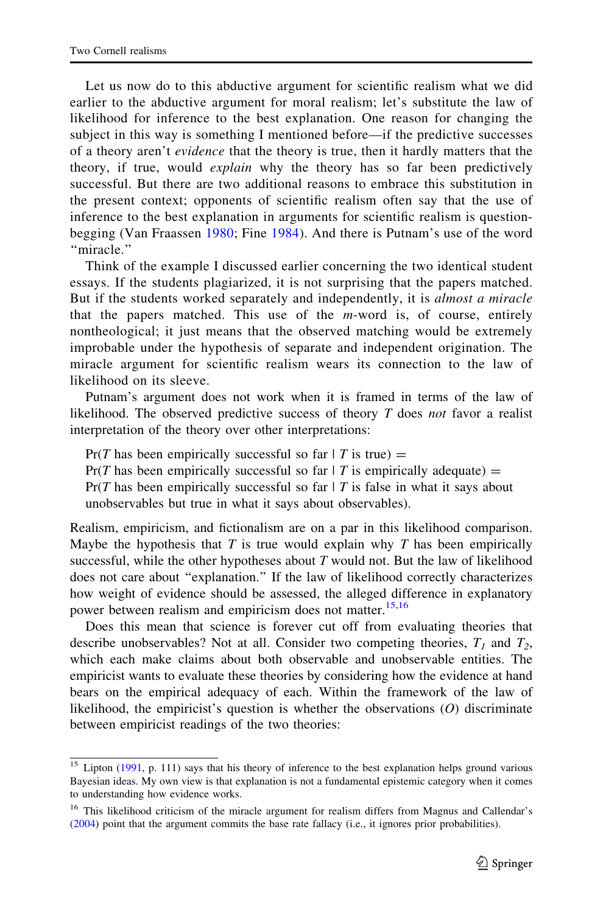Let us now do to this abductive argument for scientific realism what we did earlier to the abductive argument for moral realism; let's substitute the law of likelihood for inference to the best explanation. One reason for changing the subject in this way is something I mentioned before—if the predictive successes of a theory aren't *evidence* that the theory is true, then it hardly matters that the theory, if true, would *explain* why the theory has so far been predictively successful. But there are two additional reasons to embrace this substitution in the present context; opponents of scientific realism often say that the use of inference to the best explanation in arguments for scientific realism is question-begging (Van Fraassen 1980; Fine 1984). And there is Putnam's use of the word "miracle."

Think of the example I discussed earlier concerning the two identical student essays. If the students plagiarized, it is not surprising that the papers matched. But if the students worked separately and independently, it is *almost a miracle* that the papers matched. This use of the *m*-word is, of course, entirely nontheological; it just means that the observed matching would be extremely improbable under the hypothesis of separate and independent origination. The miracle argument for scientific realism wears its connection to the law of likelihood on its sleeve.

Putnam's argument does not work when it is framed in terms of the law of likelihood. The observed predictive success of theory $T$ does *not* favor a realist interpretation of the theory over other interpretations:

Pr($T$ has been empirically successful so far | $T$ is true) =
Pr($T$ has been empirically successful so far | $T$ is empirically adequate) =
Pr($T$ has been empirically successful so far | $T$ is false in what it says about unobservables but true in what it says about observables).

Realism, empiricism, and fictionalism are on a par in this likelihood comparison. Maybe the hypothesis that $T$ is true would explain why $T$ has been empirically successful, while the other hypotheses about $T$ would not. But the law of likelihood does not care about "explanation." If the law of likelihood correctly characterizes how weight of evidence should be assessed, the alleged difference in explanatory power between realism and empiricism does not matter.[15,16]

Does this mean that science is forever cut off from evaluating theories that describe unobservables? Not at all. Consider two competing theories, $T_1$ and $T_2$, which each make claims about both observable and unobservable entities. The empiricist wants to evaluate these theories by considering how the evidence at hand bears on the empirical adequacy of each. Within the framework of the law of likelihood, the empiricist's question is whether the observations ($O$) discriminate between empiricist readings of the two theories:

---

[15] Lipton (1991, p. 111) says that his theory of inference to the best explanation helps ground various Bayesian ideas. My own view is that explanation is not a fundamental epistemic category when it comes to understanding how evidence works.

[16] This likelihood criticism of the miracle argument for realism differs from Magnus and Callendar's (2004) point that the argument commits the base rate fallacy (i.e., it ignores prior probabilities).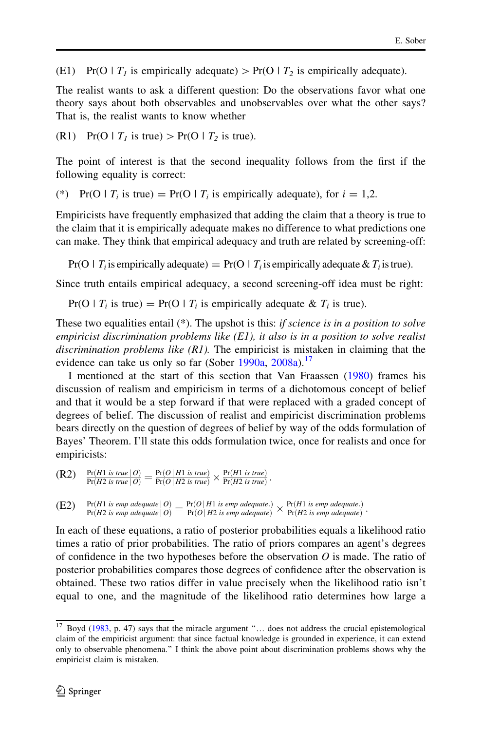(E1) $\Pr(O \mid T_1 \text{ is empirically adequate}) > \Pr(O \mid T_2 \text{ is empirically adequate})$.

The realist wants to ask a different question: Do the observations favor what one theory says about both observables and unobservables over what the other says? That is, the realist wants to know whether

(R1) $\Pr(O \mid T_1 \text{ is true}) > \Pr(O \mid T_2 \text{ is true})$.

The point of interest is that the second inequality follows from the first if the following equality is correct:

(*) $\Pr(O \mid T_i \text{ is true}) = \Pr(O \mid T_i \text{ is empirically adequate})$, for $i = 1{,}2$.

Empiricists have frequently emphasized that adding the claim that a theory is true to the claim that it is empirically adequate makes no difference to what predictions one can make. They think that empirical adequacy and truth are related by screening-off:

$$\Pr(O \mid T_i \text{ is empirically adequate}) = \Pr(O \mid T_i \text{ is empirically adequate} \ \&\ T_i \text{ is true}).$$

Since truth entails empirical adequacy, a second screening-off idea must be right:

$$\Pr(O \mid T_i \text{ is true}) = \Pr(O \mid T_i \text{ is empirically adequate} \ \&\ T_i \text{ is true}).$$

These two equalities entail (*). The upshot is this: *if science is in a position to solve empiricist discrimination problems like (E1), it also is in a position to solve realist discrimination problems like (R1).* The empiricist is mistaken in claiming that the evidence can take us only so far (Sober 1990a, 2008a).[17]

I mentioned at the start of this section that Van Fraassen (1980) frames his discussion of realism and empiricism in terms of a dichotomous concept of belief and that it would be a step forward if that were replaced with a graded concept of degrees of belief. The discussion of realist and empiricist discrimination problems bears directly on the question of degrees of belief by way of the odds formulation of Bayes' Theorem. I'll state this odds formulation twice, once for realists and once for empiricists:

(R2) $$\frac{\Pr(H1 \text{ is true} \mid O)}{\Pr(H2 \text{ is true} \mid O)} = \frac{\Pr(O \mid H1 \text{ is true})}{\Pr(O \mid H2 \text{ is true})} \times \frac{\Pr(H1 \text{ is true})}{\Pr(H2 \text{ is true})}.$$

(E2) $$\frac{\Pr(H1 \text{ is emp adequate} \mid O)}{\Pr(H2 \text{ is emp adequate} \mid O)} = \frac{\Pr(O \mid H1 \text{ is emp adequate.})}{\Pr(O \mid H2 \text{ is emp adequate})} \times \frac{\Pr(H1 \text{ is emp adequate.})}{\Pr(H2 \text{ is emp adequate})}.$$

In each of these equations, a ratio of posterior probabilities equals a likelihood ratio times a ratio of prior probabilities. The ratio of priors compares an agent's degrees of confidence in the two hypotheses before the observation $O$ is made. The ratio of posterior probabilities compares those degrees of confidence after the observation is obtained. These two ratios differ in value precisely when the likelihood ratio isn't equal to one, and the magnitude of the likelihood ratio determines how large a

[17] Boyd (1983, p. 47) says that the miracle argument "… does not address the crucial epistemological claim of the empiricist argument: that since factual knowledge is grounded in experience, it can extend only to observable phenomena." I think the above point about discrimination problems shows why the empiricist claim is mistaken.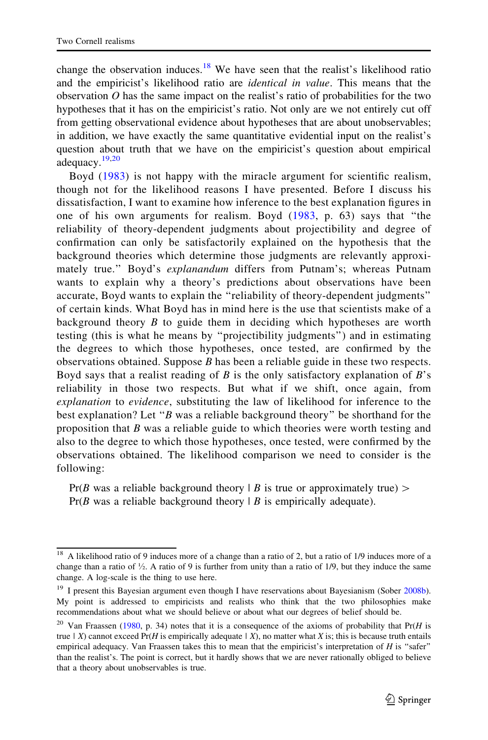change the observation induces.[18] We have seen that the realist's likelihood ratio and the empiricist's likelihood ratio are *identical in value*. This means that the observation $O$ has the same impact on the realist's ratio of probabilities for the two hypotheses that it has on the empiricist's ratio. Not only are we not entirely cut off from getting observational evidence about hypotheses that are about unobservables; in addition, we have exactly the same quantitative evidential input on the realist's question about truth that we have on the empiricist's question about empirical adequacy.[19,20]

Boyd (1983) is not happy with the miracle argument for scientific realism, though not for the likelihood reasons I have presented. Before I discuss his dissatisfaction, I want to examine how inference to the best explanation figures in one of his own arguments for realism. Boyd (1983, p. 63) says that "the reliability of theory-dependent judgments about projectibility and degree of confirmation can only be satisfactorily explained on the hypothesis that the background theories which determine those judgments are relevantly approximately true." Boyd's *explanandum* differs from Putnam's; whereas Putnam wants to explain why a theory's predictions about observations have been accurate, Boyd wants to explain the "reliability of theory-dependent judgments" of certain kinds. What Boyd has in mind here is the use that scientists make of a background theory $B$ to guide them in deciding which hypotheses are worth testing (this is what he means by "projectibility judgments") and in estimating the degrees to which those hypotheses, once tested, are confirmed by the observations obtained. Suppose $B$ has been a reliable guide in these two respects. Boyd says that a realist reading of $B$ is the only satisfactory explanation of $B$'s reliability in those two respects. But what if we shift, once again, from *explanation* to *evidence*, substituting the law of likelihood for inference to the best explanation? Let "$B$ was a reliable background theory" be shorthand for the proposition that $B$ was a reliable guide to which theories were worth testing and also to the degree to which those hypotheses, once tested, were confirmed by the observations obtained. The likelihood comparison we need to consider is the following:

Pr($B$ was a reliable background theory | $B$ is true or approximately true) >
Pr($B$ was a reliable background theory | $B$ is empirically adequate).

---

[18] A likelihood ratio of 9 induces more of a change than a ratio of 2, but a ratio of 1/9 induces more of a change than a ratio of ½. A ratio of 9 is further from unity than a ratio of 1/9, but they induce the same change. A log-scale is the thing to use here.

[19] I present this Bayesian argument even though I have reservations about Bayesianism (Sober 2008b). My point is addressed to empiricists and realists who think that the two philosophies make recommendations about what we should believe or about what our degrees of belief should be.

[20] Van Fraassen (1980, p. 34) notes that it is a consequence of the axioms of probability that Pr($H$ is true | $X$) cannot exceed Pr($H$ is empirically adequate | $X$), no matter what $X$ is; this is because truth entails empirical adequacy. Van Fraassen takes this to mean that the empiricist's interpretation of $H$ is "safer" than the realist's. The point is correct, but it hardly shows that we are never rationally obliged to believe that a theory about unobservables is true.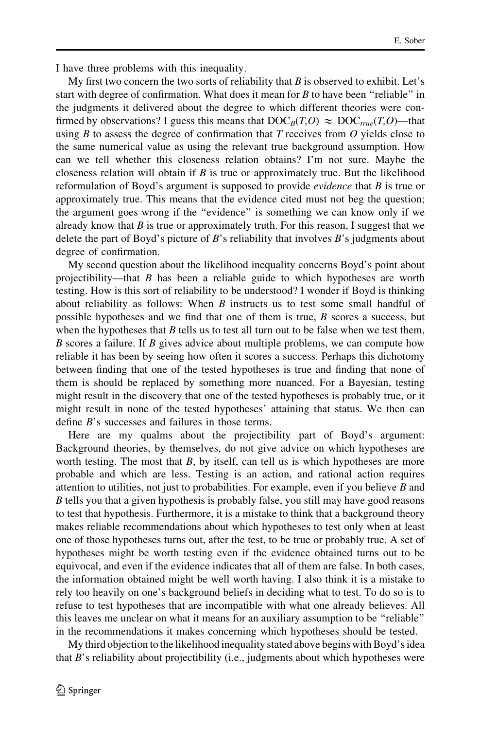I have three problems with this inequality.

My first two concern the two sorts of reliability that *B* is observed to exhibit. Let's start with degree of confirmation. What does it mean for *B* to have been "reliable" in the judgments it delivered about the degree to which different theories were confirmed by observations? I guess this means that $\text{DOC}_B(T,O) \approx \text{DOC}_{true}(T,O)$—that using *B* to assess the degree of confirmation that *T* receives from *O* yields close to the same numerical value as using the relevant true background assumption. How can we tell whether this closeness relation obtains? I'm not sure. Maybe the closeness relation will obtain if *B* is true or approximately true. But the likelihood reformulation of Boyd's argument is supposed to provide *evidence* that *B* is true or approximately true. This means that the evidence cited must not beg the question; the argument goes wrong if the "evidence" is something we can know only if we already know that *B* is true or approximately truth. For this reason, I suggest that we delete the part of Boyd's picture of *B*'s reliability that involves *B*'s judgments about degree of confirmation.

My second question about the likelihood inequality concerns Boyd's point about projectibility—that *B* has been a reliable guide to which hypotheses are worth testing. How is this sort of reliability to be understood? I wonder if Boyd is thinking about reliability as follows: When *B* instructs us to test some small handful of possible hypotheses and we find that one of them is true, *B* scores a success, but when the hypotheses that *B* tells us to test all turn out to be false when we test them, *B* scores a failure. If *B* gives advice about multiple problems, we can compute how reliable it has been by seeing how often it scores a success. Perhaps this dichotomy between finding that one of the tested hypotheses is true and finding that none of them is should be replaced by something more nuanced. For a Bayesian, testing might result in the discovery that one of the tested hypotheses is probably true, or it might result in none of the tested hypotheses' attaining that status. We then can define *B*'s successes and failures in those terms.

Here are my qualms about the projectibility part of Boyd's argument: Background theories, by themselves, do not give advice on which hypotheses are worth testing. The most that *B*, by itself, can tell us is which hypotheses are more probable and which are less. Testing is an action, and rational action requires attention to utilities, not just to probabilities. For example, even if you believe *B* and *B* tells you that a given hypothesis is probably false, you still may have good reasons to test that hypothesis. Furthermore, it is a mistake to think that a background theory makes reliable recommendations about which hypotheses to test only when at least one of those hypotheses turns out, after the test, to be true or probably true. A set of hypotheses might be worth testing even if the evidence obtained turns out to be equivocal, and even if the evidence indicates that all of them are false. In both cases, the information obtained might be well worth having. I also think it is a mistake to rely too heavily on one's background beliefs in deciding what to test. To do so is to refuse to test hypotheses that are incompatible with what one already believes. All this leaves me unclear on what it means for an auxiliary assumption to be "reliable" in the recommendations it makes concerning which hypotheses should be tested.

My third objection to the likelihood inequality stated above begins with Boyd's idea that *B*'s reliability about projectibility (i.e., judgments about which hypotheses were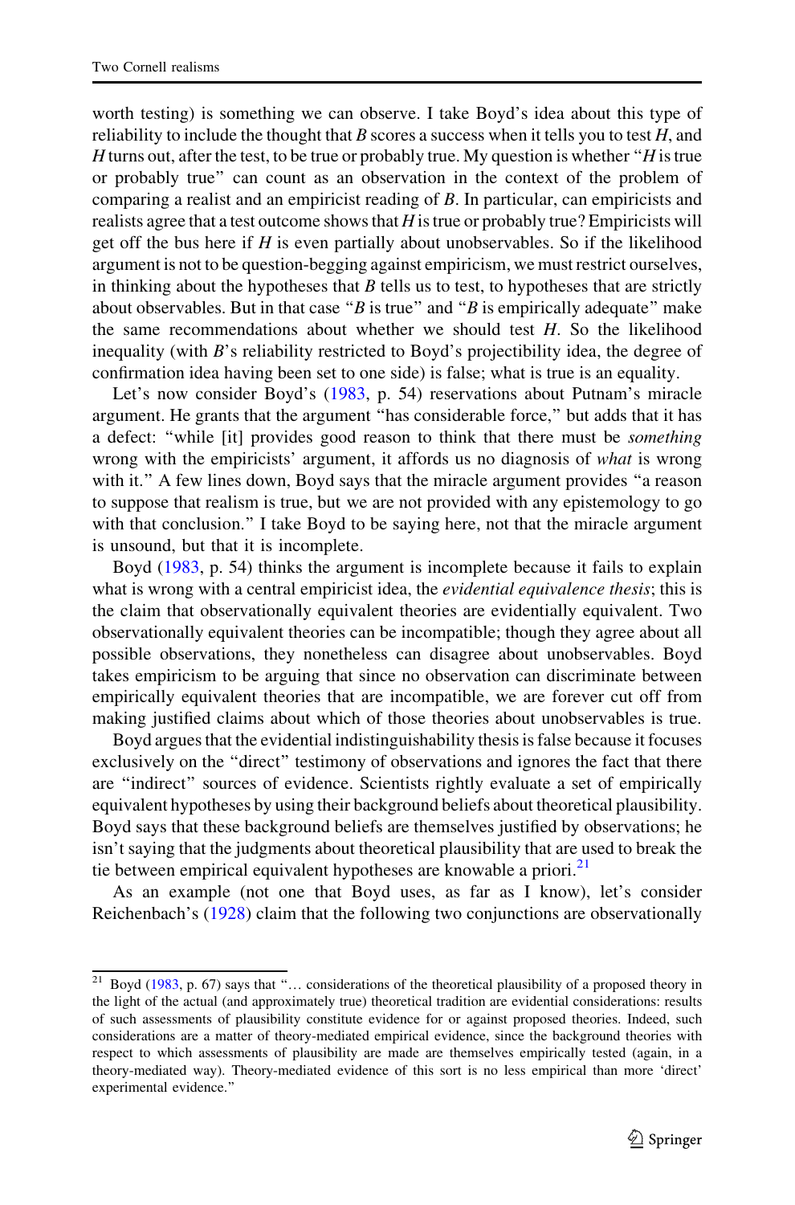worth testing) is something we can observe. I take Boyd's idea about this type of reliability to include the thought that $B$ scores a success when it tells you to test $H$, and $H$ turns out, after the test, to be true or probably true. My question is whether "$H$ is true or probably true" can count as an observation in the context of the problem of comparing a realist and an empiricist reading of $B$. In particular, can empiricists and realists agree that a test outcome shows that $H$ is true or probably true? Empiricists will get off the bus here if $H$ is even partially about unobservables. So if the likelihood argument is not to be question-begging against empiricism, we must restrict ourselves, in thinking about the hypotheses that $B$ tells us to test, to hypotheses that are strictly about observables. But in that case "$B$ is true" and "$B$ is empirically adequate" make the same recommendations about whether we should test $H$. So the likelihood inequality (with $B$'s reliability restricted to Boyd's projectibility idea, the degree of confirmation idea having been set to one side) is false; what is true is an equality.

Let's now consider Boyd's (1983, p. 54) reservations about Putnam's miracle argument. He grants that the argument "has considerable force," but adds that it has a defect: "while [it] provides good reason to think that there must be *something* wrong with the empiricists' argument, it affords us no diagnosis of *what* is wrong with it." A few lines down, Boyd says that the miracle argument provides "a reason to suppose that realism is true, but we are not provided with any epistemology to go with that conclusion." I take Boyd to be saying here, not that the miracle argument is unsound, but that it is incomplete.

Boyd (1983, p. 54) thinks the argument is incomplete because it fails to explain what is wrong with a central empiricist idea, the *evidential equivalence thesis*; this is the claim that observationally equivalent theories are evidentially equivalent. Two observationally equivalent theories can be incompatible; though they agree about all possible observations, they nonetheless can disagree about unobservables. Boyd takes empiricism to be arguing that since no observation can discriminate between empirically equivalent theories that are incompatible, we are forever cut off from making justified claims about which of those theories about unobservables is true.

Boyd argues that the evidential indistinguishability thesis is false because it focuses exclusively on the "direct" testimony of observations and ignores the fact that there are "indirect" sources of evidence. Scientists rightly evaluate a set of empirically equivalent hypotheses by using their background beliefs about theoretical plausibility. Boyd says that these background beliefs are themselves justified by observations; he isn't saying that the judgments about theoretical plausibility that are used to break the tie between empirical equivalent hypotheses are knowable a priori.[21]

As an example (not one that Boyd uses, as far as I know), let's consider Reichenbach's (1928) claim that the following two conjunctions are observationally

[21] Boyd (1983, p. 67) says that "… considerations of the theoretical plausibility of a proposed theory in the light of the actual (and approximately true) theoretical tradition are evidential considerations: results of such assessments of plausibility constitute evidence for or against proposed theories. Indeed, such considerations are a matter of theory-mediated empirical evidence, since the background theories with respect to which assessments of plausibility are made are themselves empirically tested (again, in a theory-mediated way). Theory-mediated evidence of this sort is no less empirical than more 'direct' experimental evidence."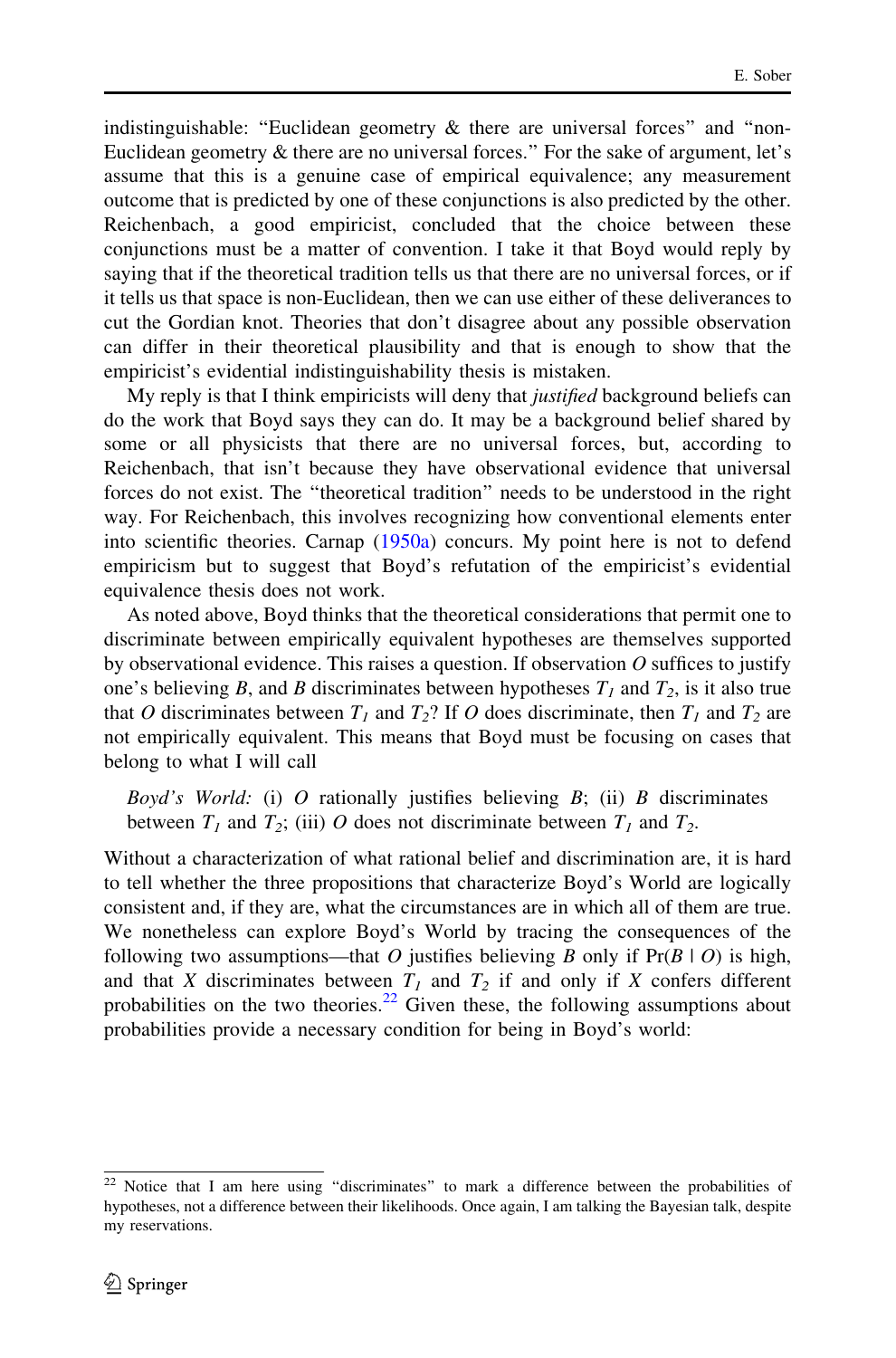indistinguishable: "Euclidean geometry & there are universal forces" and "non-Euclidean geometry & there are no universal forces." For the sake of argument, let's assume that this is a genuine case of empirical equivalence; any measurement outcome that is predicted by one of these conjunctions is also predicted by the other. Reichenbach, a good empiricist, concluded that the choice between these conjunctions must be a matter of convention. I take it that Boyd would reply by saying that if the theoretical tradition tells us that there are no universal forces, or if it tells us that space is non-Euclidean, then we can use either of these deliverances to cut the Gordian knot. Theories that don't disagree about any possible observation can differ in their theoretical plausibility and that is enough to show that the empiricist's evidential indistinguishability thesis is mistaken.

My reply is that I think empiricists will deny that *justified* background beliefs can do the work that Boyd says they can do. It may be a background belief shared by some or all physicists that there are no universal forces, but, according to Reichenbach, that isn't because they have observational evidence that universal forces do not exist. The "theoretical tradition" needs to be understood in the right way. For Reichenbach, this involves recognizing how conventional elements enter into scientific theories. Carnap (1950a) concurs. My point here is not to defend empiricism but to suggest that Boyd's refutation of the empiricist's evidential equivalence thesis does not work.

As noted above, Boyd thinks that the theoretical considerations that permit one to discriminate between empirically equivalent hypotheses are themselves supported by observational evidence. This raises a question. If observation $O$ suffices to justify one's believing $B$, and $B$ discriminates between hypotheses $T_1$ and $T_2$, is it also true that $O$ discriminates between $T_1$ and $T_2$? If $O$ does discriminate, then $T_1$ and $T_2$ are not empirically equivalent. This means that Boyd must be focusing on cases that belong to what I will call

> *Boyd's World:* (i) $O$ rationally justifies believing $B$; (ii) $B$ discriminates between $T_1$ and $T_2$; (iii) $O$ does not discriminate between $T_1$ and $T_2$.

Without a characterization of what rational belief and discrimination are, it is hard to tell whether the three propositions that characterize Boyd's World are logically consistent and, if they are, what the circumstances are in which all of them are true. We nonetheless can explore Boyd's World by tracing the consequences of the following two assumptions—that $O$ justifies believing $B$ only if $\Pr(B \mid O)$ is high, and that $X$ discriminates between $T_1$ and $T_2$ if and only if $X$ confers different probabilities on the two theories.[22] Given these, the following assumptions about probabilities provide a necessary condition for being in Boyd's world:

[22] Notice that I am here using "discriminates" to mark a difference between the probabilities of hypotheses, not a difference between their likelihoods. Once again, I am talking the Bayesian talk, despite my reservations.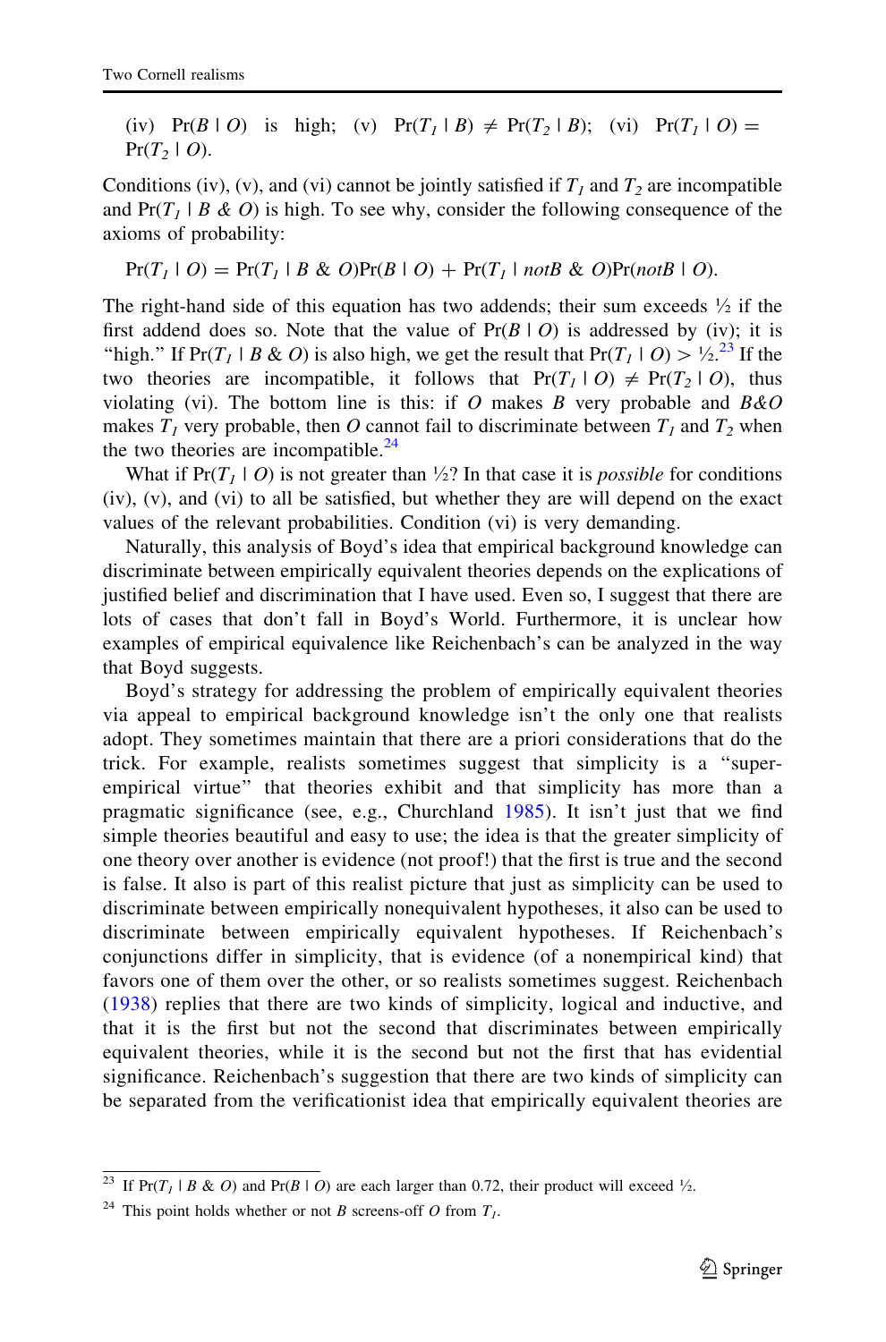(iv) $\Pr(B \mid O)$ is high; (v) $\Pr(T_1 \mid B) \neq \Pr(T_2 \mid B)$; (vi) $\Pr(T_1 \mid O) = \Pr(T_2 \mid O)$.

Conditions (iv), (v), and (vi) cannot be jointly satisfied if $T_1$ and $T_2$ are incompatible and $\Pr(T_1 \mid B \;\&\; O)$ is high. To see why, consider the following consequence of the axioms of probability:

$$\Pr(T_1 \mid O) = \Pr(T_1 \mid B \;\&\; O)\Pr(B \mid O) + \Pr(T_1 \mid notB \;\&\; O)\Pr(notB \mid O).$$

The right-hand side of this equation has two addends; their sum exceeds ½ if the first addend does so. Note that the value of $\Pr(B \mid O)$ is addressed by (iv); it is "high." If $\Pr(T_1 \mid B \;\&\; O)$ is also high, we get the result that $\Pr(T_1 \mid O) > ½$.[23] If the two theories are incompatible, it follows that $\Pr(T_1 \mid O) \neq \Pr(T_2 \mid O)$, thus violating (vi). The bottom line is this: if $O$ makes $B$ very probable and $B\&O$ makes $T_1$ very probable, then $O$ cannot fail to discriminate between $T_1$ and $T_2$ when the two theories are incompatible.[24]

What if $\Pr(T_1 \mid O)$ is not greater than ½? In that case it is *possible* for conditions (iv), (v), and (vi) to all be satisfied, but whether they are will depend on the exact values of the relevant probabilities. Condition (vi) is very demanding.

Naturally, this analysis of Boyd's idea that empirical background knowledge can discriminate between empirically equivalent theories depends on the explications of justified belief and discrimination that I have used. Even so, I suggest that there are lots of cases that don't fall in Boyd's World. Furthermore, it is unclear how examples of empirical equivalence like Reichenbach's can be analyzed in the way that Boyd suggests.

Boyd's strategy for addressing the problem of empirically equivalent theories via appeal to empirical background knowledge isn't the only one that realists adopt. They sometimes maintain that there are a priori considerations that do the trick. For example, realists sometimes suggest that simplicity is a "super-empirical virtue" that theories exhibit and that simplicity has more than a pragmatic significance (see, e.g., Churchland 1985). It isn't just that we find simple theories beautiful and easy to use; the idea is that the greater simplicity of one theory over another is evidence (not proof!) that the first is true and the second is false. It also is part of this realist picture that just as simplicity can be used to discriminate between empirically nonequivalent hypotheses, it also can be used to discriminate between empirically equivalent hypotheses. If Reichenbach's conjunctions differ in simplicity, that is evidence (of a nonempirical kind) that favors one of them over the other, or so realists sometimes suggest. Reichenbach (1938) replies that there are two kinds of simplicity, logical and inductive, and that it is the first but not the second that discriminates between empirically equivalent theories, while it is the second but not the first that has evidential significance. Reichenbach's suggestion that there are two kinds of simplicity can be separated from the verificationist idea that empirically equivalent theories are

[23] If $\Pr(T_1 \mid B \;\&\; O)$ and $\Pr(B \mid O)$ are each larger than 0.72, their product will exceed ½.

[24] This point holds whether or not $B$ screens-off $O$ from $T_1$.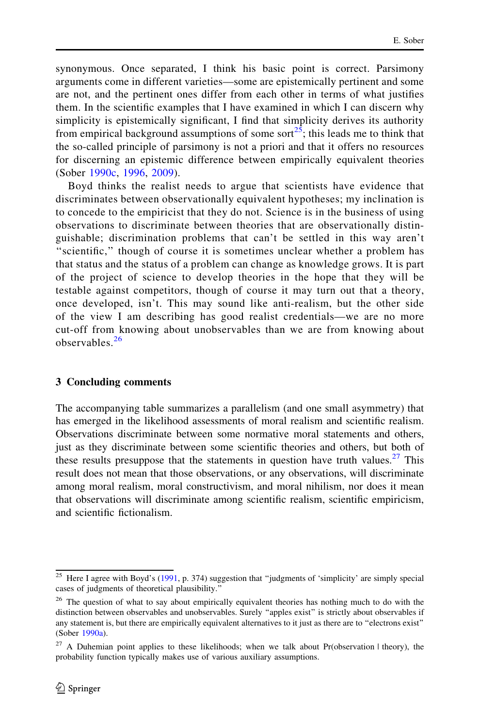synonymous. Once separated, I think his basic point is correct. Parsimony arguments come in different varieties—some are epistemically pertinent and some are not, and the pertinent ones differ from each other in terms of what justifies them. In the scientific examples that I have examined in which I can discern why simplicity is epistemically significant, I find that simplicity derives its authority from empirical background assumptions of some sort[25]; this leads me to think that the so-called principle of parsimony is not a priori and that it offers no resources for discerning an epistemic difference between empirically equivalent theories (Sober 1990c, 1996, 2009).

Boyd thinks the realist needs to argue that scientists have evidence that discriminates between observationally equivalent hypotheses; my inclination is to concede to the empiricist that they do not. Science is in the business of using observations to discriminate between theories that are observationally distinguishable; discrimination problems that can't be settled in this way aren't "scientific," though of course it is sometimes unclear whether a problem has that status and the status of a problem can change as knowledge grows. It is part of the project of science to develop theories in the hope that they will be testable against competitors, though of course it may turn out that a theory, once developed, isn't. This may sound like anti-realism, but the other side of the view I am describing has good realist credentials—we are no more cut-off from knowing about unobservables than we are from knowing about observables.[26]

## 3 Concluding comments

The accompanying table summarizes a parallelism (and one small asymmetry) that has emerged in the likelihood assessments of moral realism and scientific realism. Observations discriminate between some normative moral statements and others, just as they discriminate between some scientific theories and others, but both of these results presuppose that the statements in question have truth values.[27] This result does not mean that those observations, or any observations, will discriminate among moral realism, moral constructivism, and moral nihilism, nor does it mean that observations will discriminate among scientific realism, scientific empiricism, and scientific fictionalism.

---

[25] Here I agree with Boyd's (1991, p. 374) suggestion that "judgments of 'simplicity' are simply special cases of judgments of theoretical plausibility."

[26] The question of what to say about empirically equivalent theories has nothing much to do with the distinction between observables and unobservables. Surely "apples exist" is strictly about observables if any statement is, but there are empirically equivalent alternatives to it just as there are to "electrons exist" (Sober 1990a).

[27] A Duhemian point applies to these likelihoods; when we talk about Pr(observation | theory), the probability function typically makes use of various auxiliary assumptions.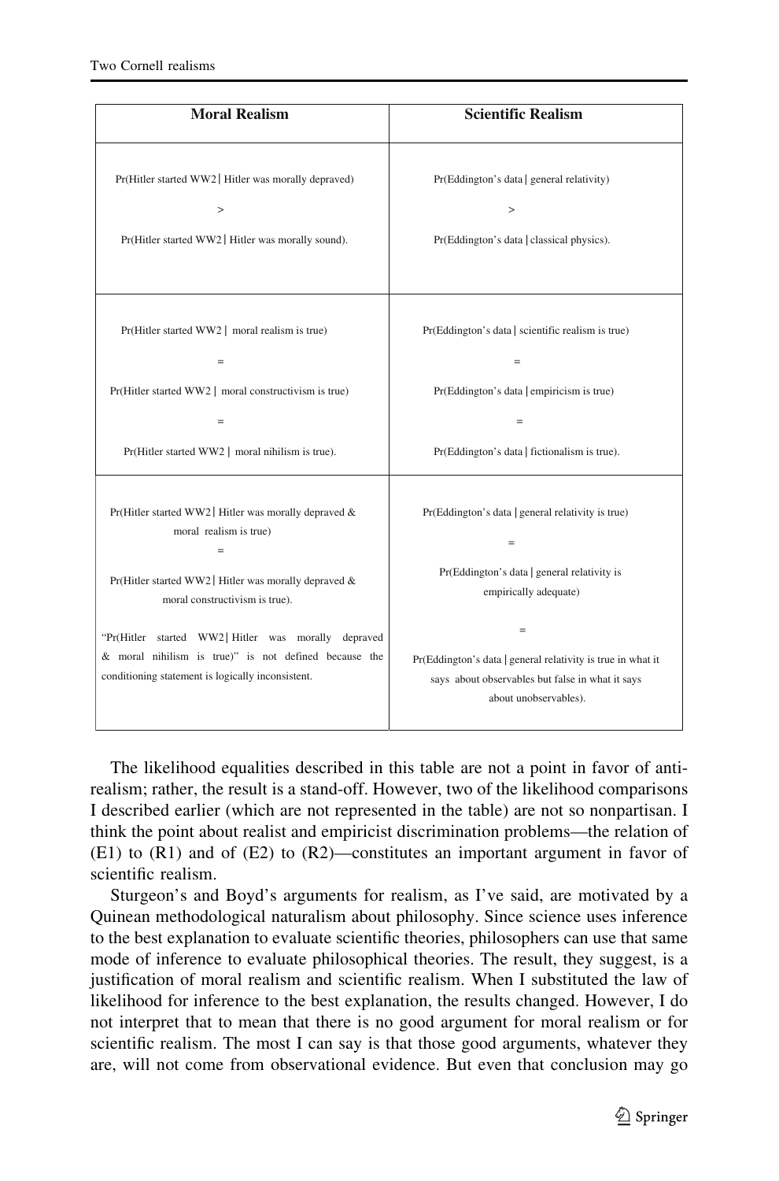| Moral Realism | Scientific Realism |
|---|---|
| Pr(Hitler started WW2 \| Hitler was morally depraved) > Pr(Hitler started WW2 \| Hitler was morally sound). | Pr(Eddington's data \| general relativity) > Pr(Eddington's data \| classical physics). |
| Pr(Hitler started WW2 \| moral realism is true) = Pr(Hitler started WW2 \| moral constructivism is true) = Pr(Hitler started WW2 \| moral nihilism is true). | Pr(Eddington's data \| scientific realism is true) = Pr(Eddington's data \| empiricism is true) = Pr(Eddington's data \| fictionalism is true). |
| Pr(Hitler started WW2 \| Hitler was morally depraved & moral realism is true) = Pr(Hitler started WW2 \| Hitler was morally depraved & moral constructivism is true). "Pr(Hitler started WW2 \| Hitler was morally depraved & moral nihilism is true)" is not defined because the conditioning statement is logically inconsistent. | Pr(Eddington's data \| general relativity is true) = Pr(Eddington's data \| general relativity is empirically adequate) = Pr(Eddington's data \| general relativity is true in what it says about observables but false in what it says about unobservables). |

The likelihood equalities described in this table are not a point in favor of anti-realism; rather, the result is a stand-off. However, two of the likelihood comparisons I described earlier (which are not represented in the table) are not so nonpartisan. I think the point about realist and empiricist discrimination problems—the relation of (E1) to (R1) and of (E2) to (R2)—constitutes an important argument in favor of scientific realism.

Sturgeon's and Boyd's arguments for realism, as I've said, are motivated by a Quinean methodological naturalism about philosophy. Since science uses inference to the best explanation to evaluate scientific theories, philosophers can use that same mode of inference to evaluate philosophical theories. The result, they suggest, is a justification of moral realism and scientific realism. When I substituted the law of likelihood for inference to the best explanation, the results changed. However, I do not interpret that to mean that there is no good argument for moral realism or for scientific realism. The most I can say is that those good arguments, whatever they are, will not come from observational evidence. But even that conclusion may go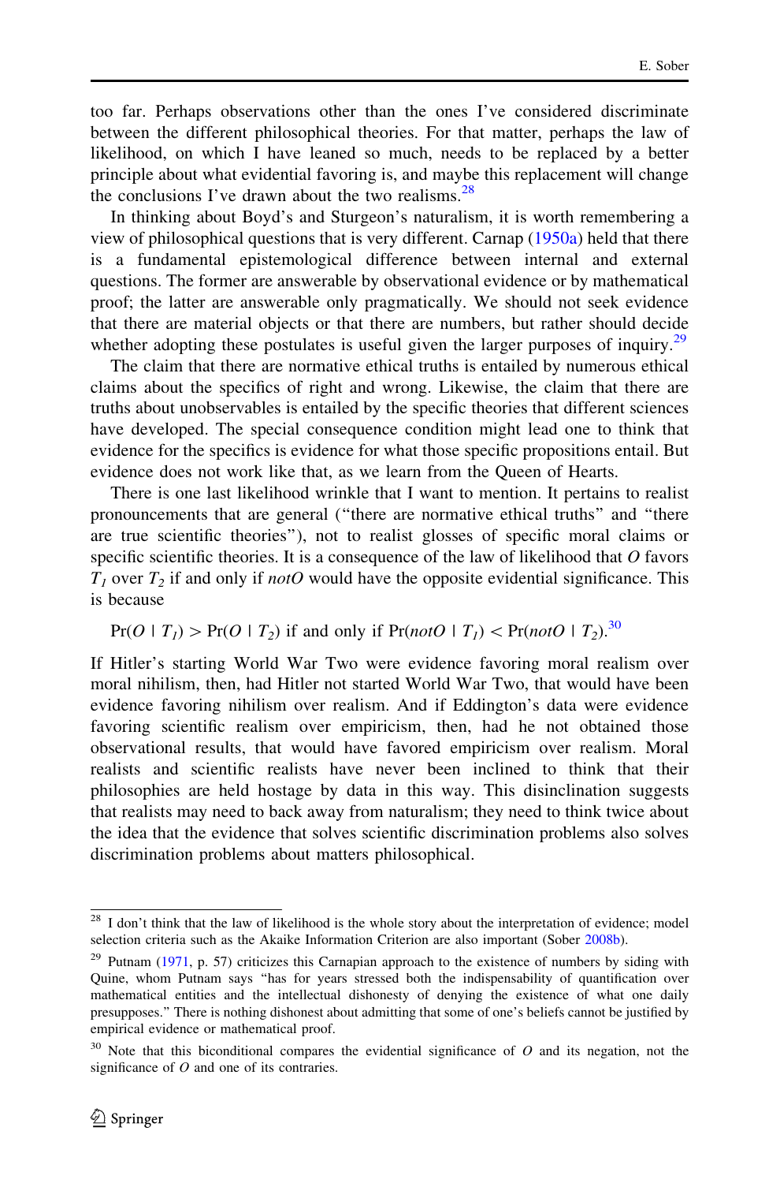too far. Perhaps observations other than the ones I've considered discriminate between the different philosophical theories. For that matter, perhaps the law of likelihood, on which I have leaned so much, needs to be replaced by a better principle about what evidential favoring is, and maybe this replacement will change the conclusions I've drawn about the two realisms.[28]

In thinking about Boyd's and Sturgeon's naturalism, it is worth remembering a view of philosophical questions that is very different. Carnap (1950a) held that there is a fundamental epistemological difference between internal and external questions. The former are answerable by observational evidence or by mathematical proof; the latter are answerable only pragmatically. We should not seek evidence that there are material objects or that there are numbers, but rather should decide whether adopting these postulates is useful given the larger purposes of inquiry.[29]

The claim that there are normative ethical truths is entailed by numerous ethical claims about the specifics of right and wrong. Likewise, the claim that there are truths about unobservables is entailed by the specific theories that different sciences have developed. The special consequence condition might lead one to think that evidence for the specifics is evidence for what those specific propositions entail. But evidence does not work like that, as we learn from the Queen of Hearts.

There is one last likelihood wrinkle that I want to mention. It pertains to realist pronouncements that are general ("there are normative ethical truths" and "there are true scientific theories"), not to realist glosses of specific moral claims or specific scientific theories. It is a consequence of the law of likelihood that $O$ favors $T_1$ over $T_2$ if and only if *notO* would have the opposite evidential significance. This is because

$$\Pr(O \mid T_1) > \Pr(O \mid T_2) \text{ if and only if } \Pr(notO \mid T_1) < \Pr(notO \mid T_2).$$[30]

If Hitler's starting World War Two were evidence favoring moral realism over moral nihilism, then, had Hitler not started World War Two, that would have been evidence favoring nihilism over realism. And if Eddington's data were evidence favoring scientific realism over empiricism, then, had he not obtained those observational results, that would have favored empiricism over realism. Moral realists and scientific realists have never been inclined to think that their philosophies are held hostage by data in this way. This disinclination suggests that realists may need to back away from naturalism; they need to think twice about the idea that the evidence that solves scientific discrimination problems also solves discrimination problems about matters philosophical.

---

[28] I don't think that the law of likelihood is the whole story about the interpretation of evidence; model selection criteria such as the Akaike Information Criterion are also important (Sober 2008b).

[29] Putnam (1971, p. 57) criticizes this Carnapian approach to the existence of numbers by siding with Quine, whom Putnam says "has for years stressed both the indispensability of quantification over mathematical entities and the intellectual dishonesty of denying the existence of what one daily presupposes." There is nothing dishonest about admitting that some of one's beliefs cannot be justified by empirical evidence or mathematical proof.

[30] Note that this biconditional compares the evidential significance of $O$ and its negation, not the significance of $O$ and one of its contraries.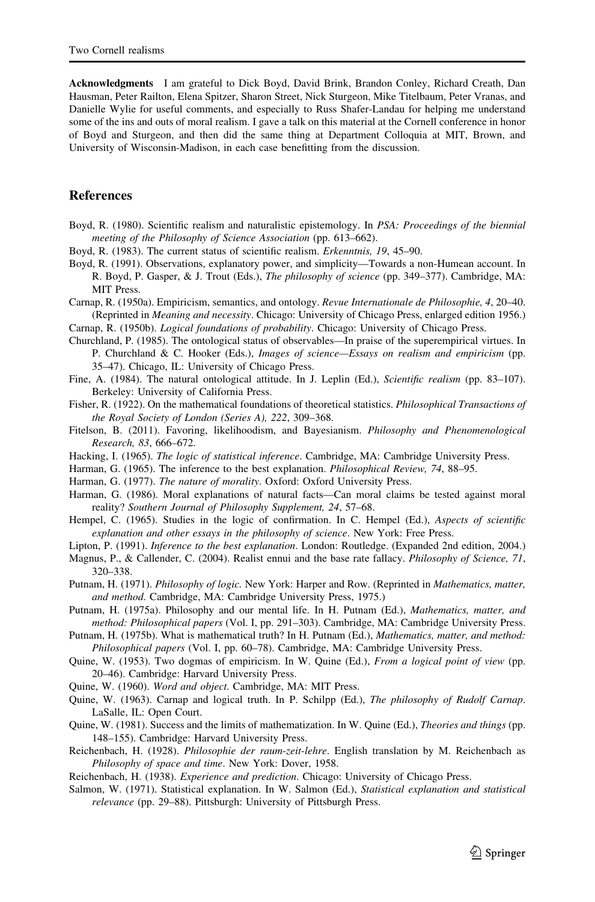**Acknowledgments** I am grateful to Dick Boyd, David Brink, Brandon Conley, Richard Creath, Dan Hausman, Peter Railton, Elena Spitzer, Sharon Street, Nick Sturgeon, Mike Titelbaum, Peter Vranas, and Danielle Wylie for useful comments, and especially to Russ Shafer-Landau for helping me understand some of the ins and outs of moral realism. I gave a talk on this material at the Cornell conference in honor of Boyd and Sturgeon, and then did the same thing at Department Colloquia at MIT, Brown, and University of Wisconsin-Madison, in each case benefitting from the discussion.

## References

Boyd, R. (1980). Scientific realism and naturalistic epistemology. In *PSA: Proceedings of the biennial meeting of the Philosophy of Science Association* (pp. 613–662).

Boyd, R. (1983). The current status of scientific realism. *Erkenntnis, 19*, 45–90.

Boyd, R. (1991). Observations, explanatory power, and simplicity—Towards a non-Humean account. In R. Boyd, P. Gasper, & J. Trout (Eds.), *The philosophy of science* (pp. 349–377). Cambridge, MA: MIT Press.

Carnap, R. (1950a). Empiricism, semantics, and ontology. *Revue Internationale de Philosophie, 4*, 20–40. (Reprinted in *Meaning and necessity*. Chicago: University of Chicago Press, enlarged edition 1956.)

Carnap, R. (1950b). *Logical foundations of probability*. Chicago: University of Chicago Press.

Churchland, P. (1985). The ontological status of observables—In praise of the superempirical virtues. In P. Churchland & C. Hooker (Eds.), *Images of science—Essays on realism and empiricism* (pp. 35–47). Chicago, IL: University of Chicago Press.

Fine, A. (1984). The natural ontological attitude. In J. Leplin (Ed.), *Scientific realism* (pp. 83–107). Berkeley: University of California Press.

Fisher, R. (1922). On the mathematical foundations of theoretical statistics. *Philosophical Transactions of the Royal Society of London (Series A), 222*, 309–368.

Fitelson, B. (2011). Favoring, likelihoodism, and Bayesianism. *Philosophy and Phenomenological Research, 83*, 666–672.

Hacking, I. (1965). *The logic of statistical inference*. Cambridge, MA: Cambridge University Press.

Harman, G. (1965). The inference to the best explanation. *Philosophical Review, 74*, 88–95.

Harman, G. (1977). *The nature of morality*. Oxford: Oxford University Press.

Harman, G. (1986). Moral explanations of natural facts—Can moral claims be tested against moral reality? *Southern Journal of Philosophy Supplement, 24*, 57–68.

Hempel, C. (1965). Studies in the logic of confirmation. In C. Hempel (Ed.), *Aspects of scientific explanation and other essays in the philosophy of science*. New York: Free Press.

Lipton, P. (1991). *Inference to the best explanation*. London: Routledge. (Expanded 2nd edition, 2004.)

Magnus, P., & Callender, C. (2004). Realist ennui and the base rate fallacy. *Philosophy of Science, 71*, 320–338.

Putnam, H. (1971). *Philosophy of logic.* New York: Harper and Row. (Reprinted in *Mathematics, matter, and method*. Cambridge, MA: Cambridge University Press, 1975.)

Putnam, H. (1975a). Philosophy and our mental life. In H. Putnam (Ed.), *Mathematics, matter, and method: Philosophical papers* (Vol. I, pp. 291–303). Cambridge, MA: Cambridge University Press.

Putnam, H. (1975b). What is mathematical truth? In H. Putnam (Ed.), *Mathematics, matter, and method: Philosophical papers* (Vol. I, pp. 60–78). Cambridge, MA: Cambridge University Press.

Quine, W. (1953). Two dogmas of empiricism. In W. Quine (Ed.), *From a logical point of view* (pp. 20–46). Cambridge: Harvard University Press.

Quine, W. (1960). *Word and object*. Cambridge, MA: MIT Press.

Quine, W. (1963). Carnap and logical truth. In P. Schilpp (Ed.), *The philosophy of Rudolf Carnap*. LaSalle, IL: Open Court.

Quine, W. (1981). Success and the limits of mathematization. In W. Quine (Ed.), *Theories and things* (pp. 148–155). Cambridge: Harvard University Press.

Reichenbach, H. (1928). *Philosophie der raum-zeit-lehre*. English translation by M. Reichenbach as *Philosophy of space and time*. New York: Dover, 1958.

Reichenbach, H. (1938). *Experience and prediction*. Chicago: University of Chicago Press.

Salmon, W. (1971). Statistical explanation. In W. Salmon (Ed.), *Statistical explanation and statistical relevance* (pp. 29–88). Pittsburgh: University of Pittsburgh Press.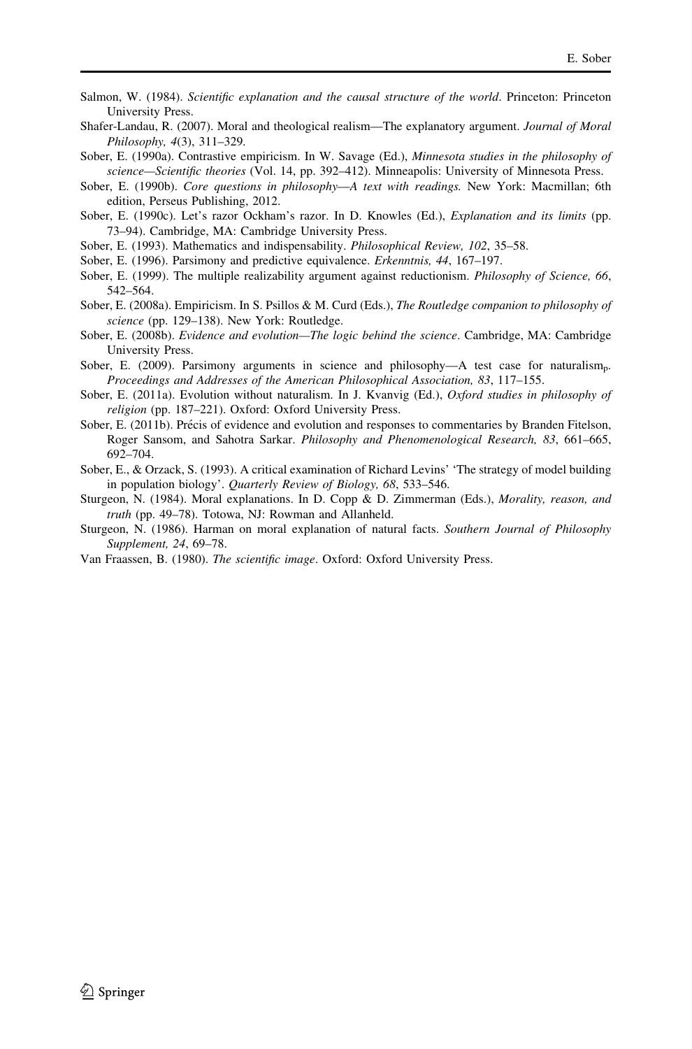Salmon, W. (1984). *Scientific explanation and the causal structure of the world*. Princeton: Princeton University Press.

Shafer-Landau, R. (2007). Moral and theological realism—The explanatory argument. *Journal of Moral Philosophy, 4*(3), 311–329.

Sober, E. (1990a). Contrastive empiricism. In W. Savage (Ed.), *Minnesota studies in the philosophy of science—Scientific theories* (Vol. 14, pp. 392–412). Minneapolis: University of Minnesota Press.

Sober, E. (1990b). *Core questions in philosophy—A text with readings.* New York: Macmillan; 6th edition, Perseus Publishing, 2012.

Sober, E. (1990c). Let's razor Ockham's razor. In D. Knowles (Ed.), *Explanation and its limits* (pp. 73–94). Cambridge, MA: Cambridge University Press.

Sober, E. (1993). Mathematics and indispensability. *Philosophical Review, 102*, 35–58.

Sober, E. (1996). Parsimony and predictive equivalence. *Erkenntnis, 44*, 167–197.

Sober, E. (1999). The multiple realizability argument against reductionism. *Philosophy of Science, 66*, 542–564.

Sober, E. (2008a). Empiricism. In S. Psillos & M. Curd (Eds.), *The Routledge companion to philosophy of science* (pp. 129–138). New York: Routledge.

Sober, E. (2008b). *Evidence and evolution—The logic behind the science*. Cambridge, MA: Cambridge University Press.

Sober, E. (2009). Parsimony arguments in science and philosophy—A test case for naturalism$_p$. *Proceedings and Addresses of the American Philosophical Association, 83*, 117–155.

Sober, E. (2011a). Evolution without naturalism. In J. Kvanvig (Ed.), *Oxford studies in philosophy of religion* (pp. 187–221). Oxford: Oxford University Press.

Sober, E. (2011b). Précis of evidence and evolution and responses to commentaries by Branden Fitelson, Roger Sansom, and Sahotra Sarkar. *Philosophy and Phenomenological Research, 83*, 661–665, 692–704.

Sober, E., & Orzack, S. (1993). A critical examination of Richard Levins' 'The strategy of model building in population biology'. *Quarterly Review of Biology, 68*, 533–546.

Sturgeon, N. (1984). Moral explanations. In D. Copp & D. Zimmerman (Eds.), *Morality, reason, and truth* (pp. 49–78). Totowa, NJ: Rowman and Allanheld.

Sturgeon, N. (1986). Harman on moral explanation of natural facts. *Southern Journal of Philosophy Supplement, 24*, 69–78.

Van Fraassen, B. (1980). *The scientific image*. Oxford: Oxford University Press.